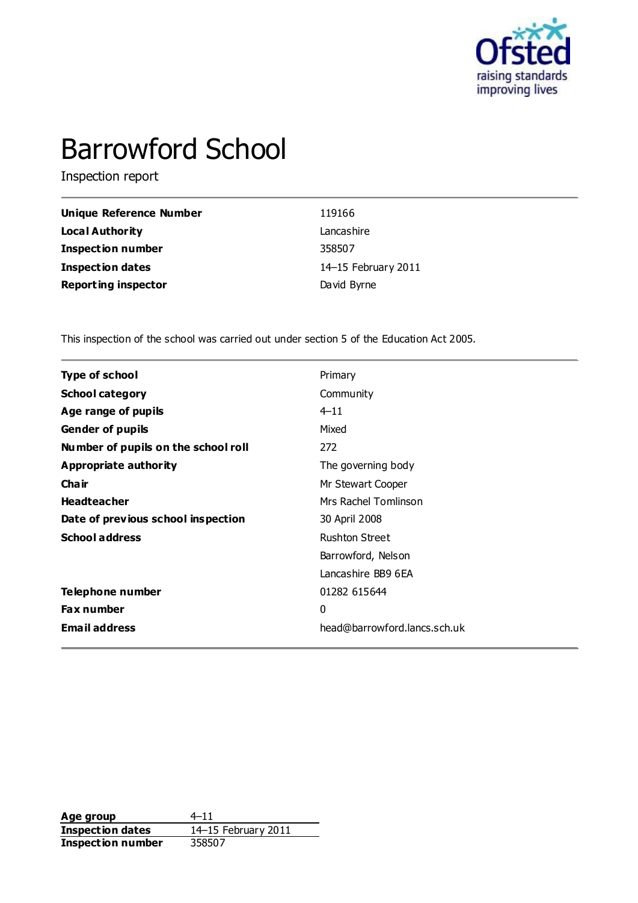# Barrowford School

Inspection report

| | |
|---|---|
| **Unique Reference Number** | 119166 |
| **Local Authority** | Lancashire |
| **Inspection number** | 358507 |
| **Inspection dates** | 14–15 February 2011 |
| **Reporting inspector** | David Byrne |

This inspection of the school was carried out under section 5 of the Education Act 2005.

| | |
|---|---|
| **Type of school** | Primary |
| **School category** | Community |
| **Age range of pupils** | 4–11 |
| **Gender of pupils** | Mixed |
| **Number of pupils on the school roll** | 272 |
| **Appropriate authority** | The governing body |
| **Chair** | Mr Stewart Cooper |
| **Headteacher** | Mrs Rachel Tomlinson |
| **Date of previous school inspection** | 30 April 2008 |
| **School address** | Rushton Street<br>Barrowford, Nelson<br>Lancashire BB9 6EA |
| **Telephone number** | 01282 615644 |
| **Fax number** | 0 |
| **Email address** | head@barrowford.lancs.sch.uk |

| | |
|---|---|
| **Age group** | 4–11 |
| **Inspection dates** | 14–15 February 2011 |
| **Inspection number** | 358507 |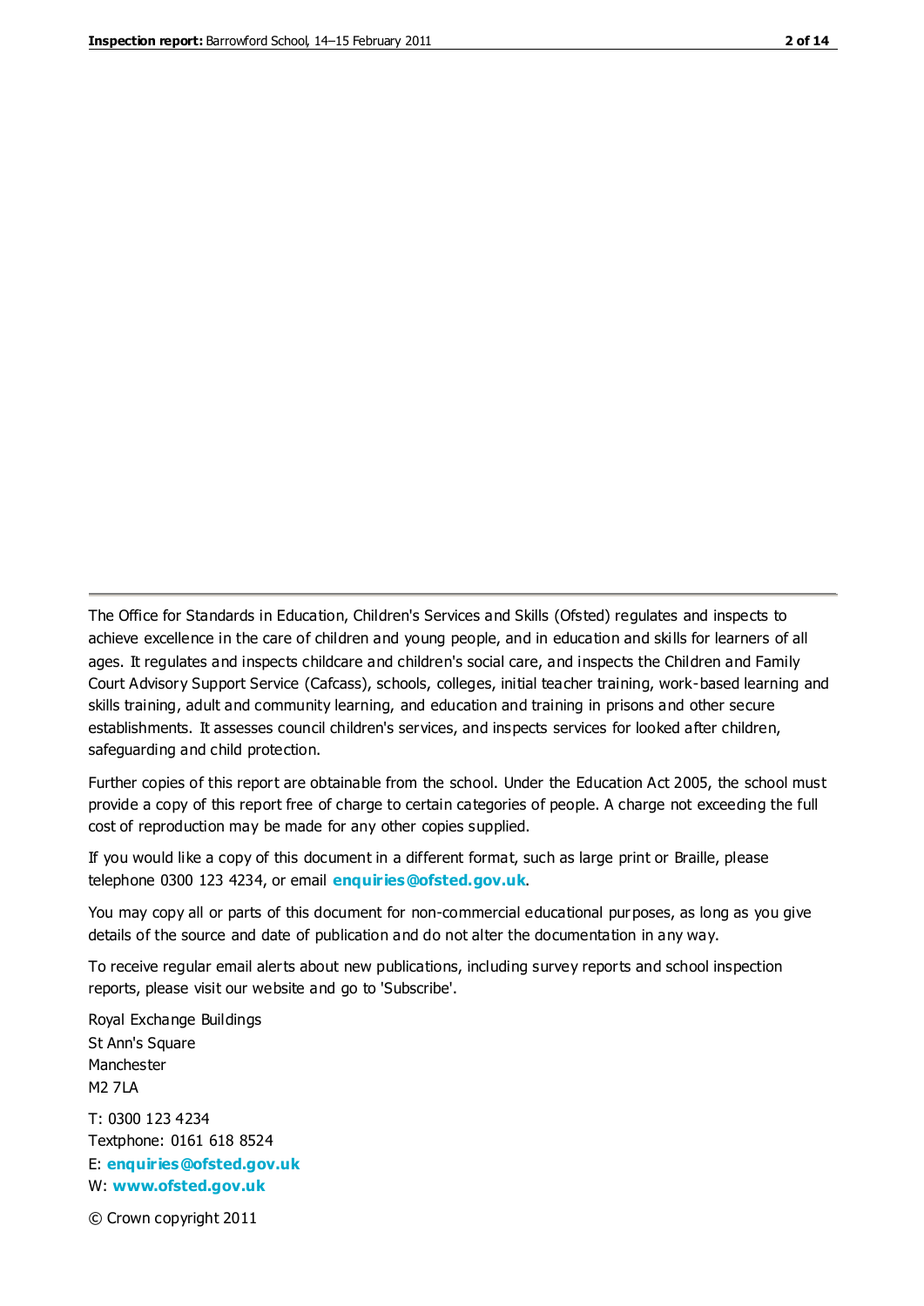The Office for Standards in Education, Children's Services and Skills (Ofsted) regulates and inspects to achieve excellence in the care of children and young people, and in education and skills for learners of all ages. It regulates and inspects childcare and children's social care, and inspects the Children and Family Court Advisory Support Service (Cafcass), schools, colleges, initial teacher training, work-based learning and skills training, adult and community learning, and education and training in prisons and other secure establishments. It assesses council children's services, and inspects services for looked after children, safeguarding and child protection.

Further copies of this report are obtainable from the school. Under the Education Act 2005, the school must provide a copy of this report free of charge to certain categories of people. A charge not exceeding the full cost of reproduction may be made for any other copies supplied.

If you would like a copy of this document in a different format, such as large print or Braille, please telephone 0300 123 4234, or email **enquiries@ofsted.gov.uk**.

You may copy all or parts of this document for non-commercial educational purposes, as long as you give details of the source and date of publication and do not alter the documentation in any way.

To receive regular email alerts about new publications, including survey reports and school inspection reports, please visit our website and go to 'Subscribe'.

Royal Exchange Buildings
St Ann's Square
Manchester
M2 7LA

T: 0300 123 4234
Textphone: 0161 618 8524
E: **enquiries@ofsted.gov.uk**
W: **www.ofsted.gov.uk**

© Crown copyright 2011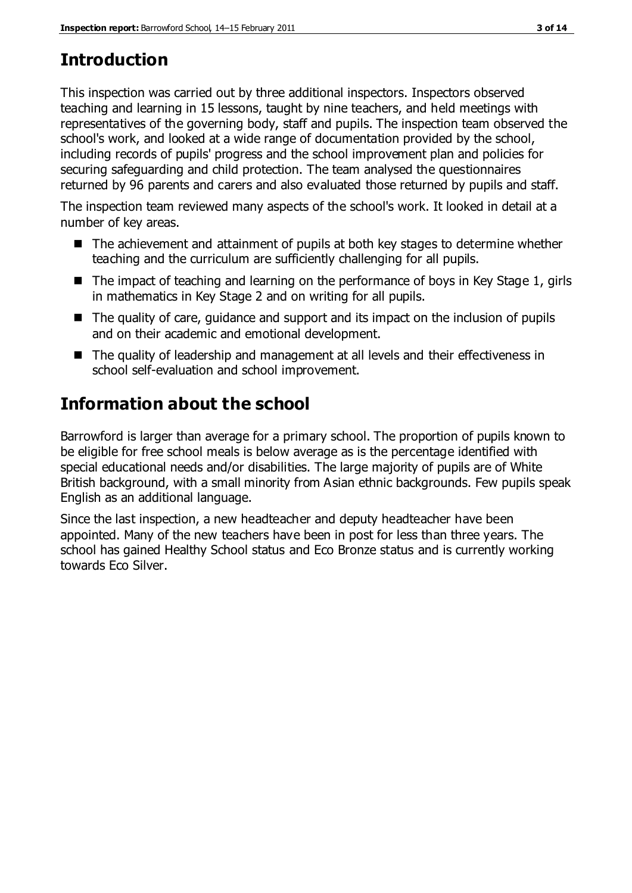## Introduction

This inspection was carried out by three additional inspectors. Inspectors observed teaching and learning in 15 lessons, taught by nine teachers, and held meetings with representatives of the governing body, staff and pupils. The inspection team observed the school's work, and looked at a wide range of documentation provided by the school, including records of pupils' progress and the school improvement plan and policies for securing safeguarding and child protection. The team analysed the questionnaires returned by 96 parents and carers and also evaluated those returned by pupils and staff.

The inspection team reviewed many aspects of the school's work. It looked in detail at a number of key areas.

- The achievement and attainment of pupils at both key stages to determine whether teaching and the curriculum are sufficiently challenging for all pupils.
- The impact of teaching and learning on the performance of boys in Key Stage 1, girls in mathematics in Key Stage 2 and on writing for all pupils.
- The quality of care, guidance and support and its impact on the inclusion of pupils and on their academic and emotional development.
- The quality of leadership and management at all levels and their effectiveness in school self-evaluation and school improvement.

## Information about the school

Barrowford is larger than average for a primary school. The proportion of pupils known to be eligible for free school meals is below average as is the percentage identified with special educational needs and/or disabilities. The large majority of pupils are of White British background, with a small minority from Asian ethnic backgrounds. Few pupils speak English as an additional language.

Since the last inspection, a new headteacher and deputy headteacher have been appointed. Many of the new teachers have been in post for less than three years. The school has gained Healthy School status and Eco Bronze status and is currently working towards Eco Silver.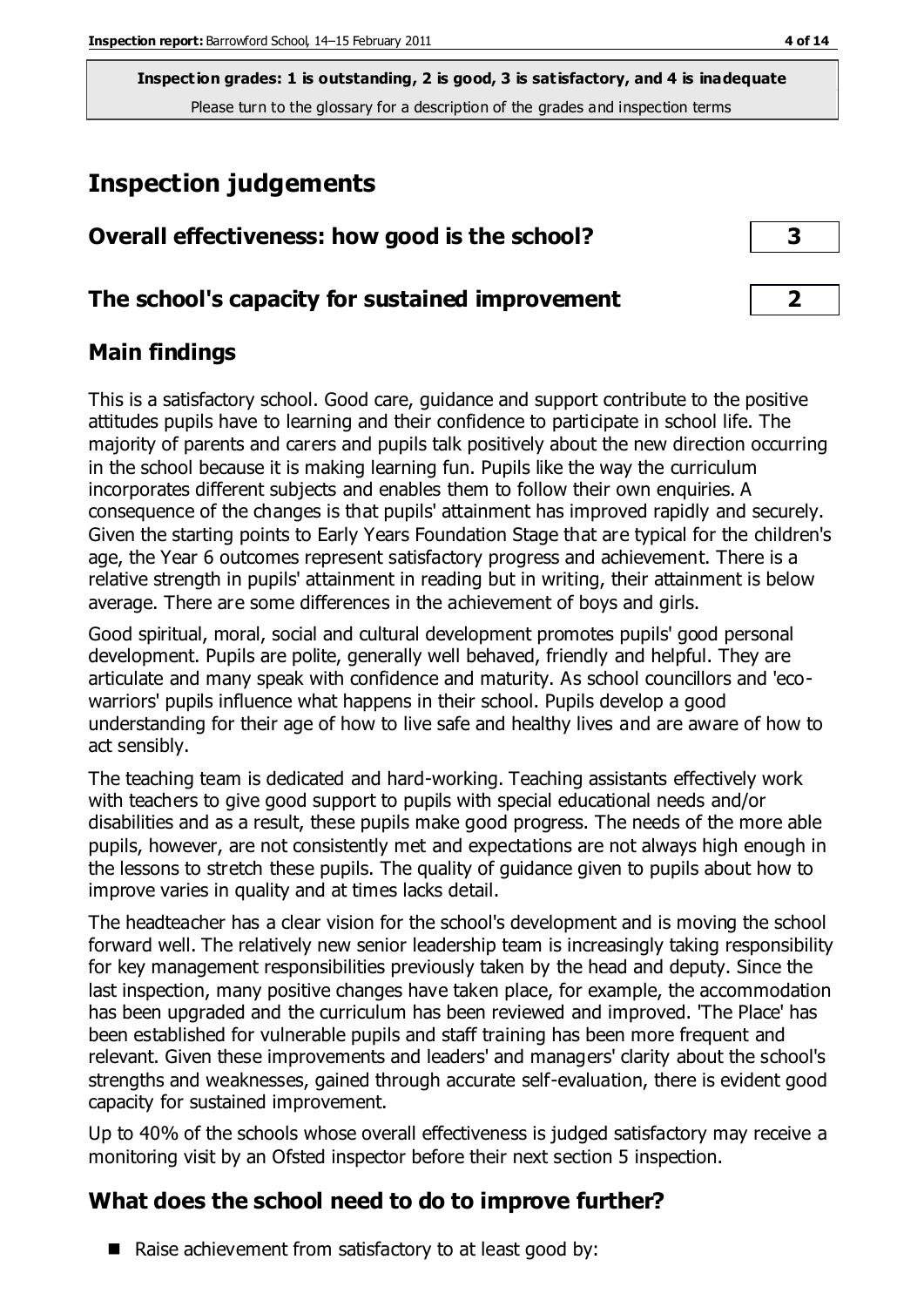**Inspection grades: 1 is outstanding, 2 is good, 3 is satisfactory, and 4 is inadequate**
Please turn to the glossary for a description of the grades and inspection terms

# Inspection judgements

| Overall effectiveness: how good is the school? | 3 |
|---|---|
| The school's capacity for sustained improvement | 2 |

## Main findings

This is a satisfactory school. Good care, guidance and support contribute to the positive attitudes pupils have to learning and their confidence to participate in school life. The majority of parents and carers and pupils talk positively about the new direction occurring in the school because it is making learning fun. Pupils like the way the curriculum incorporates different subjects and enables them to follow their own enquiries. A consequence of the changes is that pupils' attainment has improved rapidly and securely. Given the starting points to Early Years Foundation Stage that are typical for the children's age, the Year 6 outcomes represent satisfactory progress and achievement. There is a relative strength in pupils' attainment in reading but in writing, their attainment is below average. There are some differences in the achievement of boys and girls.

Good spiritual, moral, social and cultural development promotes pupils' good personal development. Pupils are polite, generally well behaved, friendly and helpful. They are articulate and many speak with confidence and maturity. As school councillors and 'eco-warriors' pupils influence what happens in their school. Pupils develop a good understanding for their age of how to live safe and healthy lives and are aware of how to act sensibly.

The teaching team is dedicated and hard-working. Teaching assistants effectively work with teachers to give good support to pupils with special educational needs and/or disabilities and as a result, these pupils make good progress. The needs of the more able pupils, however, are not consistently met and expectations are not always high enough in the lessons to stretch these pupils. The quality of guidance given to pupils about how to improve varies in quality and at times lacks detail.

The headteacher has a clear vision for the school's development and is moving the school forward well. The relatively new senior leadership team is increasingly taking responsibility for key management responsibilities previously taken by the head and deputy. Since the last inspection, many positive changes have taken place, for example, the accommodation has been upgraded and the curriculum has been reviewed and improved. 'The Place' has been established for vulnerable pupils and staff training has been more frequent and relevant. Given these improvements and leaders' and managers' clarity about the school's strengths and weaknesses, gained through accurate self-evaluation, there is evident good capacity for sustained improvement.

Up to 40% of the schools whose overall effectiveness is judged satisfactory may receive a monitoring visit by an Ofsted inspector before their next section 5 inspection.

## What does the school need to do to improve further?

- Raise achievement from satisfactory to at least good by: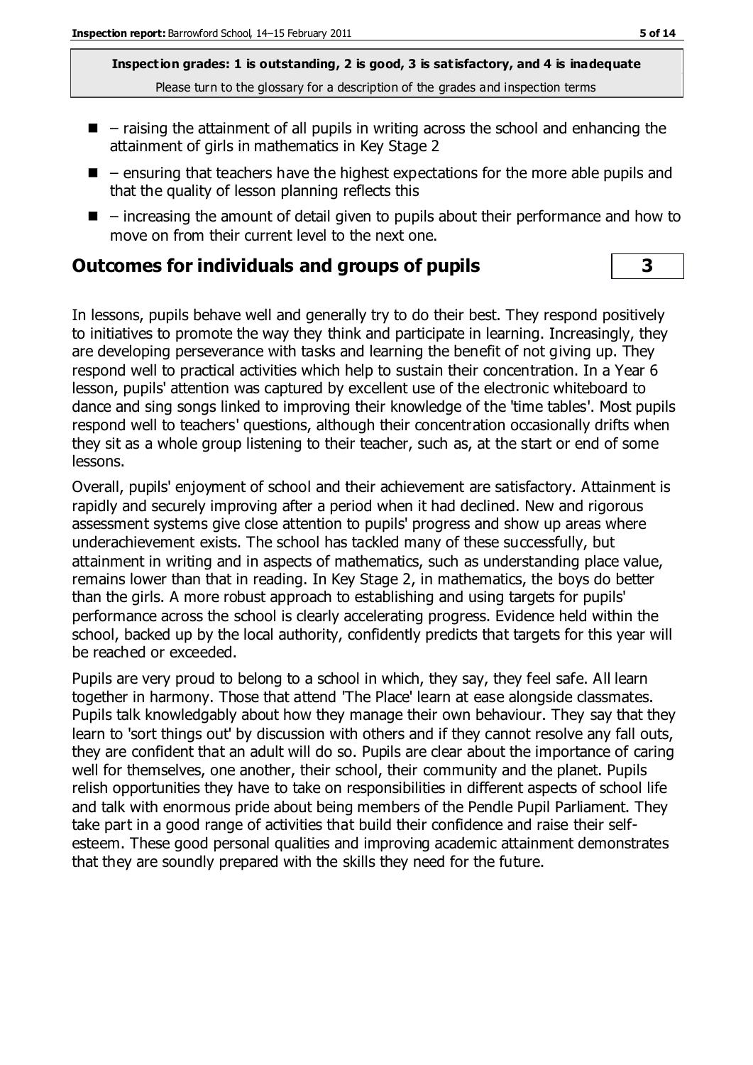**Inspection grades: 1 is outstanding, 2 is good, 3 is satisfactory, and 4 is inadequate**
Please turn to the glossary for a description of the grades and inspection terms

- – raising the attainment of all pupils in writing across the school and enhancing the attainment of girls in mathematics in Key Stage 2
- – ensuring that teachers have the highest expectations for the more able pupils and that the quality of lesson planning reflects this
- – increasing the amount of detail given to pupils about their performance and how to move on from their current level to the next one.

## Outcomes for individuals and groups of pupils | 3

In lessons, pupils behave well and generally try to do their best. They respond positively to initiatives to promote the way they think and participate in learning. Increasingly, they are developing perseverance with tasks and learning the benefit of not giving up. They respond well to practical activities which help to sustain their concentration. In a Year 6 lesson, pupils' attention was captured by excellent use of the electronic whiteboard to dance and sing songs linked to improving their knowledge of the 'time tables'. Most pupils respond well to teachers' questions, although their concentration occasionally drifts when they sit as a whole group listening to their teacher, such as, at the start or end of some lessons.

Overall, pupils' enjoyment of school and their achievement are satisfactory. Attainment is rapidly and securely improving after a period when it had declined. New and rigorous assessment systems give close attention to pupils' progress and show up areas where underachievement exists. The school has tackled many of these successfully, but attainment in writing and in aspects of mathematics, such as understanding place value, remains lower than that in reading. In Key Stage 2, in mathematics, the boys do better than the girls. A more robust approach to establishing and using targets for pupils' performance across the school is clearly accelerating progress. Evidence held within the school, backed up by the local authority, confidently predicts that targets for this year will be reached or exceeded.

Pupils are very proud to belong to a school in which, they say, they feel safe. All learn together in harmony. Those that attend 'The Place' learn at ease alongside classmates. Pupils talk knowledgably about how they manage their own behaviour. They say that they learn to 'sort things out' by discussion with others and if they cannot resolve any fall outs, they are confident that an adult will do so. Pupils are clear about the importance of caring well for themselves, one another, their school, their community and the planet. Pupils relish opportunities they have to take on responsibilities in different aspects of school life and talk with enormous pride about being members of the Pendle Pupil Parliament. They take part in a good range of activities that build their confidence and raise their self-esteem. These good personal qualities and improving academic attainment demonstrates that they are soundly prepared with the skills they need for the future.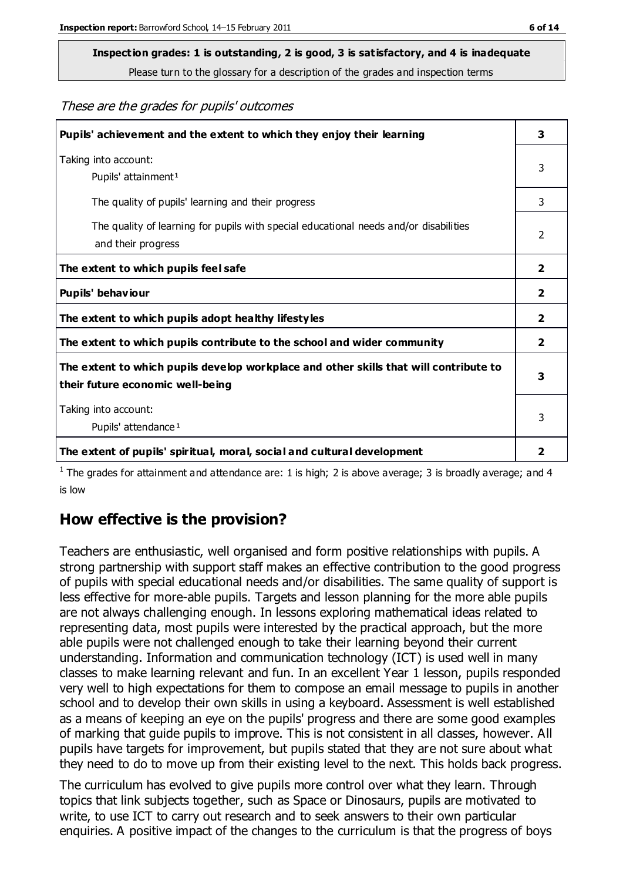**Inspection grades: 1 is outstanding, 2 is good, 3 is satisfactory, and 4 is inadequate**

Please turn to the glossary for a description of the grades and inspection terms

*These are the grades for pupils' outcomes*

| | |
|---|---|
| **Pupils' achievement and the extent to which they enjoy their learning** | **3** |
| Taking into account: Pupils' attainment[1] | 3 |
| The quality of pupils' learning and their progress | 3 |
| The quality of learning for pupils with special educational needs and/or disabilities and their progress | 2 |
| **The extent to which pupils feel safe** | **2** |
| **Pupils' behaviour** | **2** |
| **The extent to which pupils adopt healthy lifestyles** | **2** |
| **The extent to which pupils contribute to the school and wider community** | **2** |
| **The extent to which pupils develop workplace and other skills that will contribute to their future economic well-being** | **3** |
| Taking into account: Pupils' attendance[1] | 3 |
| **The extent of pupils' spiritual, moral, social and cultural development** | **2** |

[1] The grades for attainment and attendance are: 1 is high; 2 is above average; 3 is broadly average; and 4 is low

## How effective is the provision?

Teachers are enthusiastic, well organised and form positive relationships with pupils. A strong partnership with support staff makes an effective contribution to the good progress of pupils with special educational needs and/or disabilities. The same quality of support is less effective for more-able pupils. Targets and lesson planning for the more able pupils are not always challenging enough. In lessons exploring mathematical ideas related to representing data, most pupils were interested by the practical approach, but the more able pupils were not challenged enough to take their learning beyond their current understanding. Information and communication technology (ICT) is used well in many classes to make learning relevant and fun. In an excellent Year 1 lesson, pupils responded very well to high expectations for them to compose an email message to pupils in another school and to develop their own skills in using a keyboard. Assessment is well established as a means of keeping an eye on the pupils' progress and there are some good examples of marking that guide pupils to improve. This is not consistent in all classes, however. All pupils have targets for improvement, but pupils stated that they are not sure about what they need to do to move up from their existing level to the next. This holds back progress.

The curriculum has evolved to give pupils more control over what they learn. Through topics that link subjects together, such as Space or Dinosaurs, pupils are motivated to write, to use ICT to carry out research and to seek answers to their own particular enquiries. A positive impact of the changes to the curriculum is that the progress of boys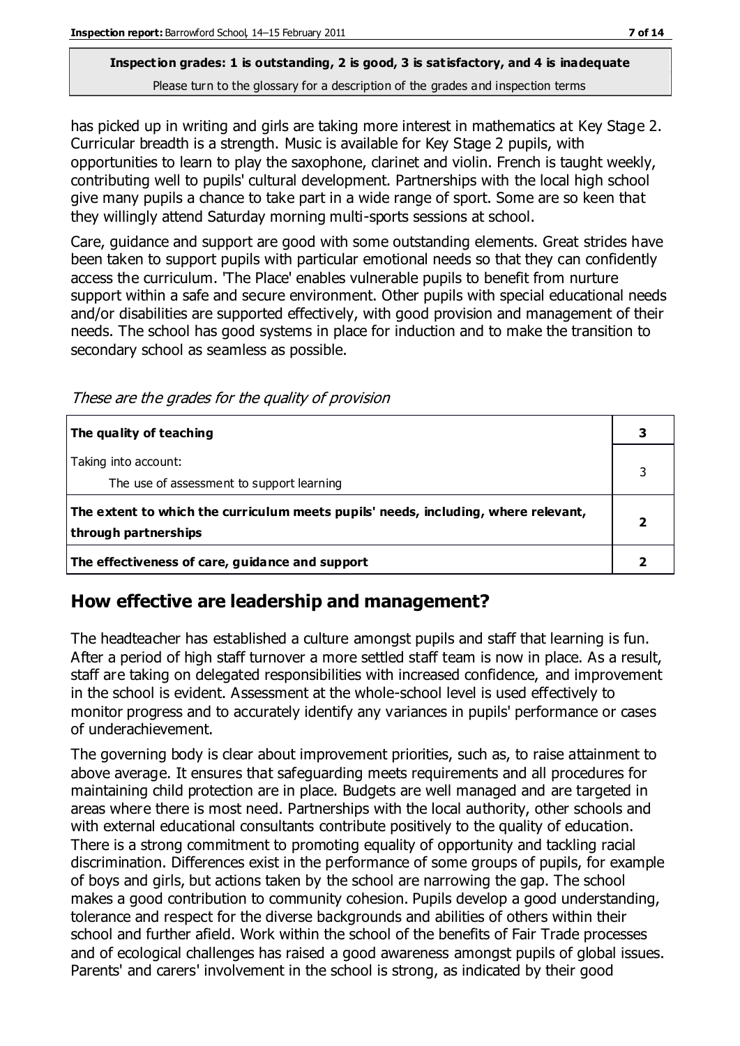**Inspection grades: 1 is outstanding, 2 is good, 3 is satisfactory, and 4 is inadequate**
Please turn to the glossary for a description of the grades and inspection terms

has picked up in writing and girls are taking more interest in mathematics at Key Stage 2. Curricular breadth is a strength. Music is available for Key Stage 2 pupils, with opportunities to learn to play the saxophone, clarinet and violin. French is taught weekly, contributing well to pupils' cultural development. Partnerships with the local high school give many pupils a chance to take part in a wide range of sport. Some are so keen that they willingly attend Saturday morning multi-sports sessions at school.

Care, guidance and support are good with some outstanding elements. Great strides have been taken to support pupils with particular emotional needs so that they can confidently access the curriculum. 'The Place' enables vulnerable pupils to benefit from nurture support within a safe and secure environment. Other pupils with special educational needs and/or disabilities are supported effectively, with good provision and management of their needs. The school has good systems in place for induction and to make the transition to secondary school as seamless as possible.

*These are the grades for the quality of provision*

| | |
|---|---|
| **The quality of teaching** | **3** |
| Taking into account:<br>The use of assessment to support learning | 3 |
| **The extent to which the curriculum meets pupils' needs, including, where relevant, through partnerships** | **2** |
| **The effectiveness of care, guidance and support** | **2** |

## How effective are leadership and management?

The headteacher has established a culture amongst pupils and staff that learning is fun. After a period of high staff turnover a more settled staff team is now in place. As a result, staff are taking on delegated responsibilities with increased confidence, and improvement in the school is evident. Assessment at the whole-school level is used effectively to monitor progress and to accurately identify any variances in pupils' performance or cases of underachievement.

The governing body is clear about improvement priorities, such as, to raise attainment to above average. It ensures that safeguarding meets requirements and all procedures for maintaining child protection are in place. Budgets are well managed and are targeted in areas where there is most need. Partnerships with the local authority, other schools and with external educational consultants contribute positively to the quality of education. There is a strong commitment to promoting equality of opportunity and tackling racial discrimination. Differences exist in the performance of some groups of pupils, for example of boys and girls, but actions taken by the school are narrowing the gap. The school makes a good contribution to community cohesion. Pupils develop a good understanding, tolerance and respect for the diverse backgrounds and abilities of others within their school and further afield. Work within the school of the benefits of Fair Trade processes and of ecological challenges has raised a good awareness amongst pupils of global issues. Parents' and carers' involvement in the school is strong, as indicated by their good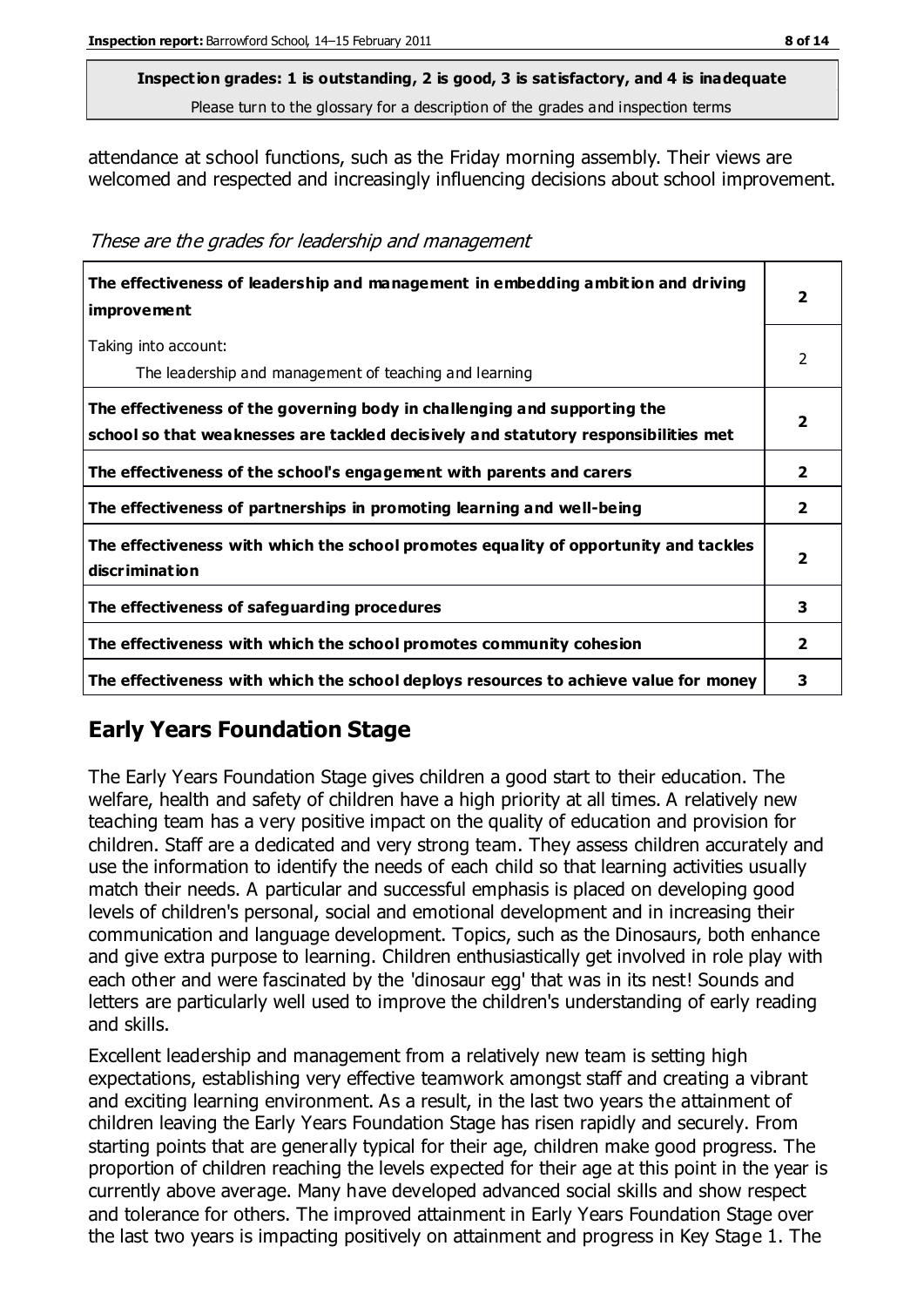**Inspection grades: 1 is outstanding, 2 is good, 3 is satisfactory, and 4 is inadequate**
Please turn to the glossary for a description of the grades and inspection terms

attendance at school functions, such as the Friday morning assembly. Their views are welcomed and respected and increasingly influencing decisions about school improvement.

*These are the grades for leadership and management*

| | |
|---|---|
| **The effectiveness of leadership and management in embedding ambition and driving improvement** | **2** |
| Taking into account:<br>The leadership and management of teaching and learning | 2 |
| **The effectiveness of the governing body in challenging and supporting the school so that weaknesses are tackled decisively and statutory responsibilities met** | **2** |
| **The effectiveness of the school's engagement with parents and carers** | **2** |
| **The effectiveness of partnerships in promoting learning and well-being** | **2** |
| **The effectiveness with which the school promotes equality of opportunity and tackles discrimination** | **2** |
| **The effectiveness of safeguarding procedures** | **3** |
| **The effectiveness with which the school promotes community cohesion** | **2** |
| **The effectiveness with which the school deploys resources to achieve value for money** | **3** |

## Early Years Foundation Stage

The Early Years Foundation Stage gives children a good start to their education. The welfare, health and safety of children have a high priority at all times. A relatively new teaching team has a very positive impact on the quality of education and provision for children. Staff are a dedicated and very strong team. They assess children accurately and use the information to identify the needs of each child so that learning activities usually match their needs. A particular and successful emphasis is placed on developing good levels of children's personal, social and emotional development and in increasing their communication and language development. Topics, such as the Dinosaurs, both enhance and give extra purpose to learning. Children enthusiastically get involved in role play with each other and were fascinated by the 'dinosaur egg' that was in its nest! Sounds and letters are particularly well used to improve the children's understanding of early reading and skills.

Excellent leadership and management from a relatively new team is setting high expectations, establishing very effective teamwork amongst staff and creating a vibrant and exciting learning environment. As a result, in the last two years the attainment of children leaving the Early Years Foundation Stage has risen rapidly and securely. From starting points that are generally typical for their age, children make good progress. The proportion of children reaching the levels expected for their age at this point in the year is currently above average. Many have developed advanced social skills and show respect and tolerance for others. The improved attainment in Early Years Foundation Stage over the last two years is impacting positively on attainment and progress in Key Stage 1. The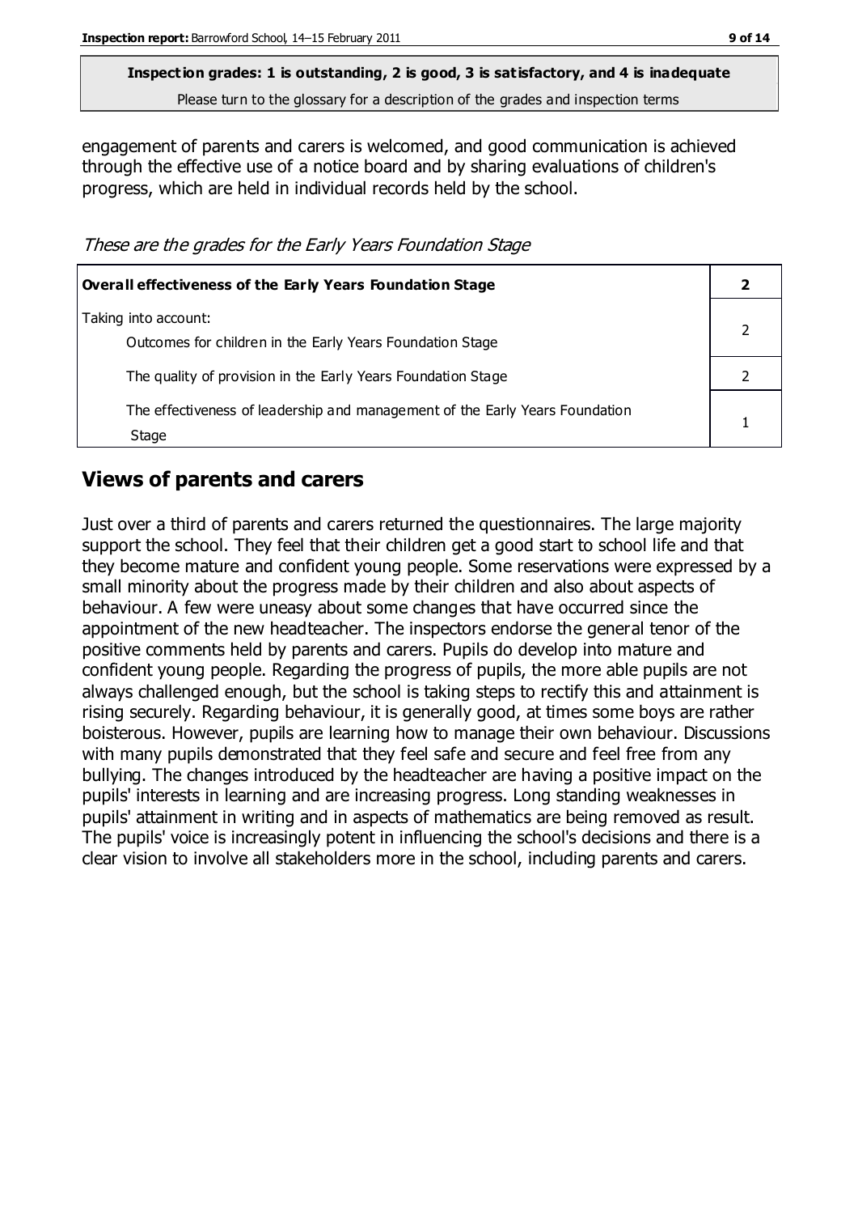**Inspection grades: 1 is outstanding, 2 is good, 3 is satisfactory, and 4 is inadequate**
Please turn to the glossary for a description of the grades and inspection terms

engagement of parents and carers is welcomed, and good communication is achieved through the effective use of a notice board and by sharing evaluations of children's progress, which are held in individual records held by the school.

*These are the grades for the Early Years Foundation Stage*

| **Overall effectiveness of the Early Years Foundation Stage** | **2** |
|---|---|
| Taking into account:<br>Outcomes for children in the Early Years Foundation Stage | 2 |
| The quality of provision in the Early Years Foundation Stage | 2 |
| The effectiveness of leadership and management of the Early Years Foundation Stage | 1 |

## Views of parents and carers

Just over a third of parents and carers returned the questionnaires. The large majority support the school. They feel that their children get a good start to school life and that they become mature and confident young people. Some reservations were expressed by a small minority about the progress made by their children and also about aspects of behaviour. A few were uneasy about some changes that have occurred since the appointment of the new headteacher. The inspectors endorse the general tenor of the positive comments held by parents and carers. Pupils do develop into mature and confident young people. Regarding the progress of pupils, the more able pupils are not always challenged enough, but the school is taking steps to rectify this and attainment is rising securely. Regarding behaviour, it is generally good, at times some boys are rather boisterous. However, pupils are learning how to manage their own behaviour. Discussions with many pupils demonstrated that they feel safe and secure and feel free from any bullying. The changes introduced by the headteacher are having a positive impact on the pupils' interests in learning and are increasing progress. Long standing weaknesses in pupils' attainment in writing and in aspects of mathematics are being removed as result. The pupils' voice is increasingly potent in influencing the school's decisions and there is a clear vision to involve all stakeholders more in the school, including parents and carers.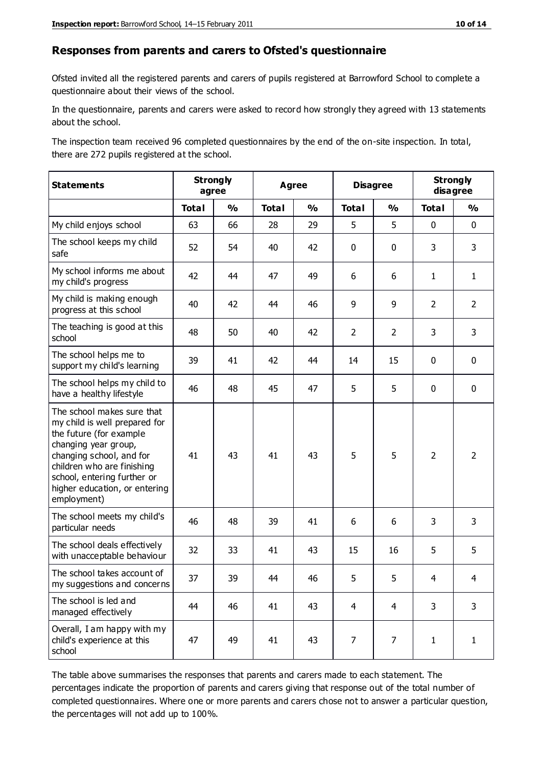## Responses from parents and carers to Ofsted's questionnaire

Ofsted invited all the registered parents and carers of pupils registered at Barrowford School to complete a questionnaire about their views of the school.

In the questionnaire, parents and carers were asked to record how strongly they agreed with 13 statements about the school.

The inspection team received 96 completed questionnaires by the end of the on-site inspection. In total, there are 272 pupils registered at the school.

| Statements | Strongly agree | | Agree | | Disagree | | Strongly disagree | |
|---|---|---|---|---|---|---|---|---|
| | Total | % | Total | % | Total | % | Total | % |
| My child enjoys school | 63 | 66 | 28 | 29 | 5 | 5 | 0 | 0 |
| The school keeps my child safe | 52 | 54 | 40 | 42 | 0 | 0 | 3 | 3 |
| My school informs me about my child's progress | 42 | 44 | 47 | 49 | 6 | 6 | 1 | 1 |
| My child is making enough progress at this school | 40 | 42 | 44 | 46 | 9 | 9 | 2 | 2 |
| The teaching is good at this school | 48 | 50 | 40 | 42 | 2 | 2 | 3 | 3 |
| The school helps me to support my child's learning | 39 | 41 | 42 | 44 | 14 | 15 | 0 | 0 |
| The school helps my child to have a healthy lifestyle | 46 | 48 | 45 | 47 | 5 | 5 | 0 | 0 |
| The school makes sure that my child is well prepared for the future (for example changing year group, changing school, and for children who are finishing school, entering further or higher education, or entering employment) | 41 | 43 | 41 | 43 | 5 | 5 | 2 | 2 |
| The school meets my child's particular needs | 46 | 48 | 39 | 41 | 6 | 6 | 3 | 3 |
| The school deals effectively with unacceptable behaviour | 32 | 33 | 41 | 43 | 15 | 16 | 5 | 5 |
| The school takes account of my suggestions and concerns | 37 | 39 | 44 | 46 | 5 | 5 | 4 | 4 |
| The school is led and managed effectively | 44 | 46 | 41 | 43 | 4 | 4 | 3 | 3 |
| Overall, I am happy with my child's experience at this school | 47 | 49 | 41 | 43 | 7 | 7 | 1 | 1 |

The table above summarises the responses that parents and carers made to each statement. The percentages indicate the proportion of parents and carers giving that response out of the total number of completed questionnaires. Where one or more parents and carers chose not to answer a particular question, the percentages will not add up to 100%.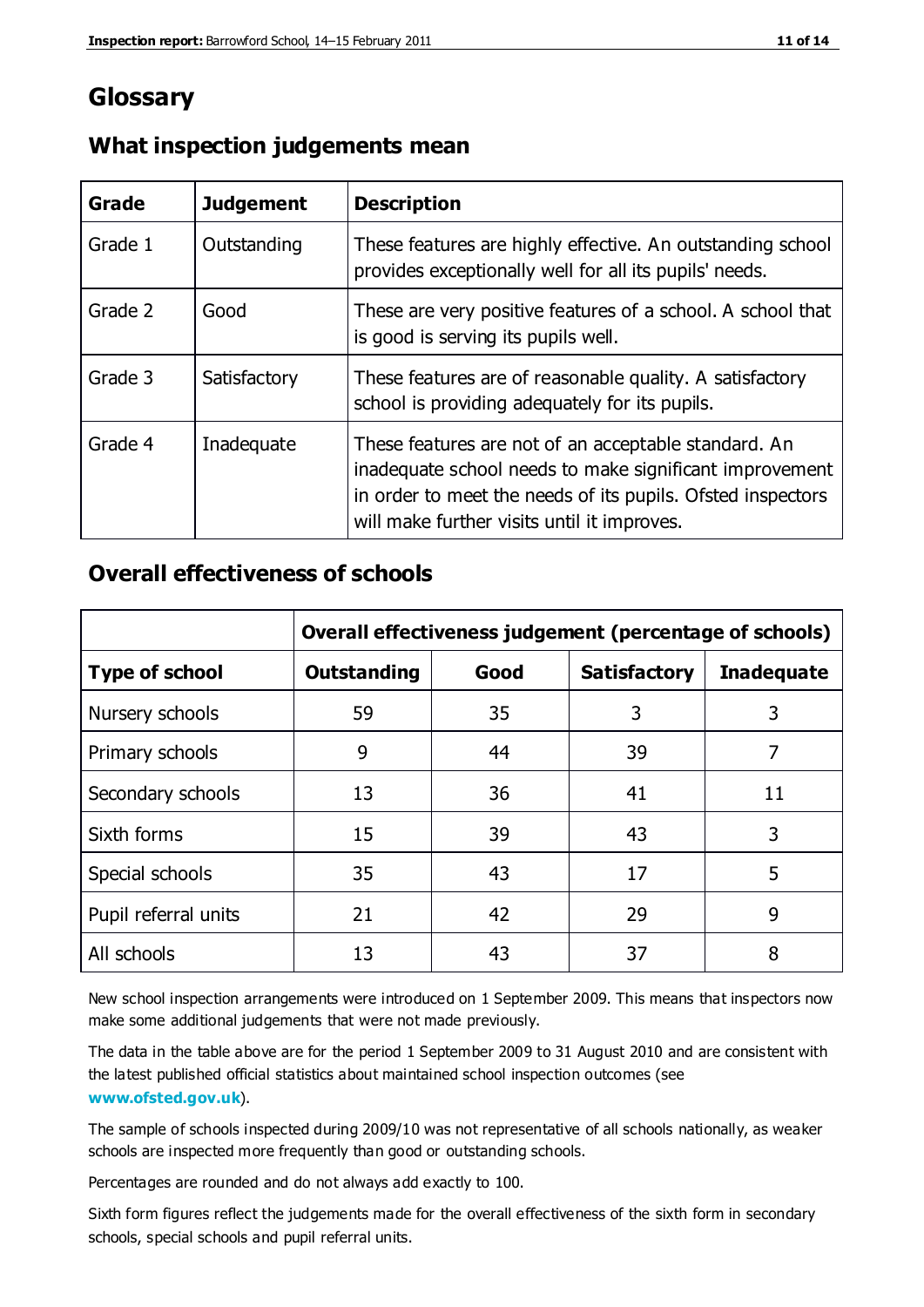# Glossary

## What inspection judgements mean

| Grade | Judgement | Description |
| --- | --- | --- |
| Grade 1 | Outstanding | These features are highly effective. An outstanding school provides exceptionally well for all its pupils' needs. |
| Grade 2 | Good | These are very positive features of a school. A school that is good is serving its pupils well. |
| Grade 3 | Satisfactory | These features are of reasonable quality. A satisfactory school is providing adequately for its pupils. |
| Grade 4 | Inadequate | These features are not of an acceptable standard. An inadequate school needs to make significant improvement in order to meet the needs of its pupils. Ofsted inspectors will make further visits until it improves. |

## Overall effectiveness of schools

| | **Overall effectiveness judgement (percentage of schools)** | | | |
| --- | --- | --- | --- | --- |
| **Type of school** | **Outstanding** | **Good** | **Satisfactory** | **Inadequate** |
| Nursery schools | 59 | 35 | 3 | 3 |
| Primary schools | 9 | 44 | 39 | 7 |
| Secondary schools | 13 | 36 | 41 | 11 |
| Sixth forms | 15 | 39 | 43 | 3 |
| Special schools | 35 | 43 | 17 | 5 |
| Pupil referral units | 21 | 42 | 29 | 9 |
| All schools | 13 | 43 | 37 | 8 |

New school inspection arrangements were introduced on 1 September 2009. This means that inspectors now make some additional judgements that were not made previously.

The data in the table above are for the period 1 September 2009 to 31 August 2010 and are consistent with the latest published official statistics about maintained school inspection outcomes (see **www.ofsted.gov.uk**).

The sample of schools inspected during 2009/10 was not representative of all schools nationally, as weaker schools are inspected more frequently than good or outstanding schools.

Percentages are rounded and do not always add exactly to 100.

Sixth form figures reflect the judgements made for the overall effectiveness of the sixth form in secondary schools, special schools and pupil referral units.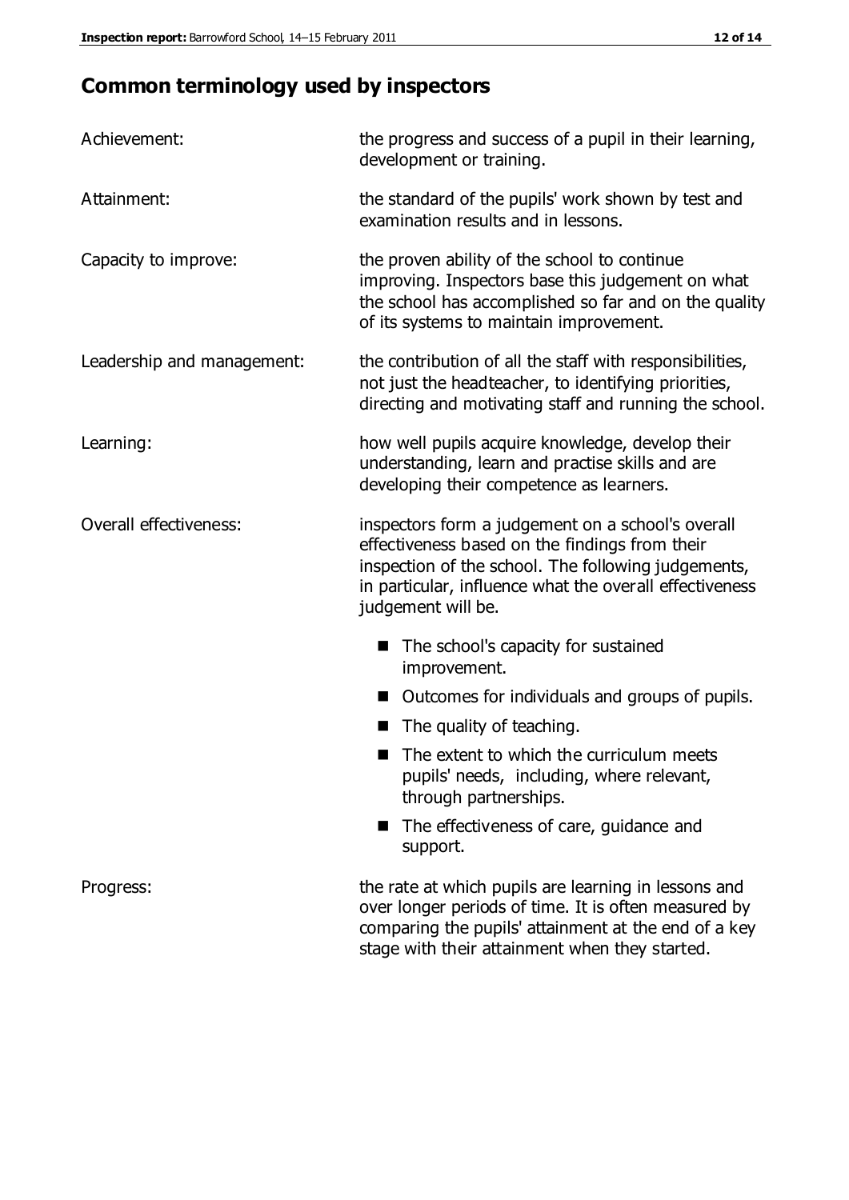## Common terminology used by inspectors

| | |
|---|---|
| Achievement: | the progress and success of a pupil in their learning, development or training. |
| Attainment: | the standard of the pupils' work shown by test and examination results and in lessons. |
| Capacity to improve: | the proven ability of the school to continue improving. Inspectors base this judgement on what the school has accomplished so far and on the quality of its systems to maintain improvement. |
| Leadership and management: | the contribution of all the staff with responsibilities, not just the headteacher, to identifying priorities, directing and motivating staff and running the school. |
| Learning: | how well pupils acquire knowledge, develop their understanding, learn and practise skills and are developing their competence as learners. |
| Overall effectiveness: | inspectors form a judgement on a school's overall effectiveness based on the findings from their inspection of the school. The following judgements, in particular, influence what the overall effectiveness judgement will be. <br>■ The school's capacity for sustained improvement. <br>■ Outcomes for individuals and groups of pupils. <br>■ The quality of teaching. <br>■ The extent to which the curriculum meets pupils' needs, including, where relevant, through partnerships. <br>■ The effectiveness of care, guidance and support. |
| Progress: | the rate at which pupils are learning in lessons and over longer periods of time. It is often measured by comparing the pupils' attainment at the end of a key stage with their attainment when they started. |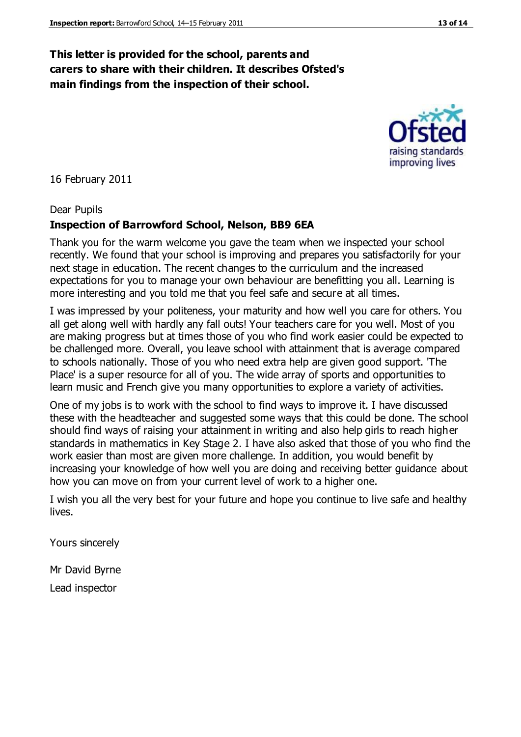**This letter is provided for the school, parents and carers to share with their children. It describes Ofsted's main findings from the inspection of their school.**

16 February 2011

Dear Pupils

**Inspection of Barrowford School, Nelson, BB9 6EA**

Thank you for the warm welcome you gave the team when we inspected your school recently. We found that your school is improving and prepares you satisfactorily for your next stage in education. The recent changes to the curriculum and the increased expectations for you to manage your own behaviour are benefitting you all. Learning is more interesting and you told me that you feel safe and secure at all times.

I was impressed by your politeness, your maturity and how well you care for others. You all get along well with hardly any fall outs! Your teachers care for you well. Most of you are making progress but at times those of you who find work easier could be expected to be challenged more. Overall, you leave school with attainment that is average compared to schools nationally. Those of you who need extra help are given good support. 'The Place' is a super resource for all of you. The wide array of sports and opportunities to learn music and French give you many opportunities to explore a variety of activities.

One of my jobs is to work with the school to find ways to improve it. I have discussed these with the headteacher and suggested some ways that this could be done. The school should find ways of raising your attainment in writing and also help girls to reach higher standards in mathematics in Key Stage 2. I have also asked that those of you who find the work easier than most are given more challenge. In addition, you would benefit by increasing your knowledge of how well you are doing and receiving better guidance about how you can move on from your current level of work to a higher one.

I wish you all the very best for your future and hope you continue to live safe and healthy lives.

Yours sincerely

Mr David Byrne

Lead inspector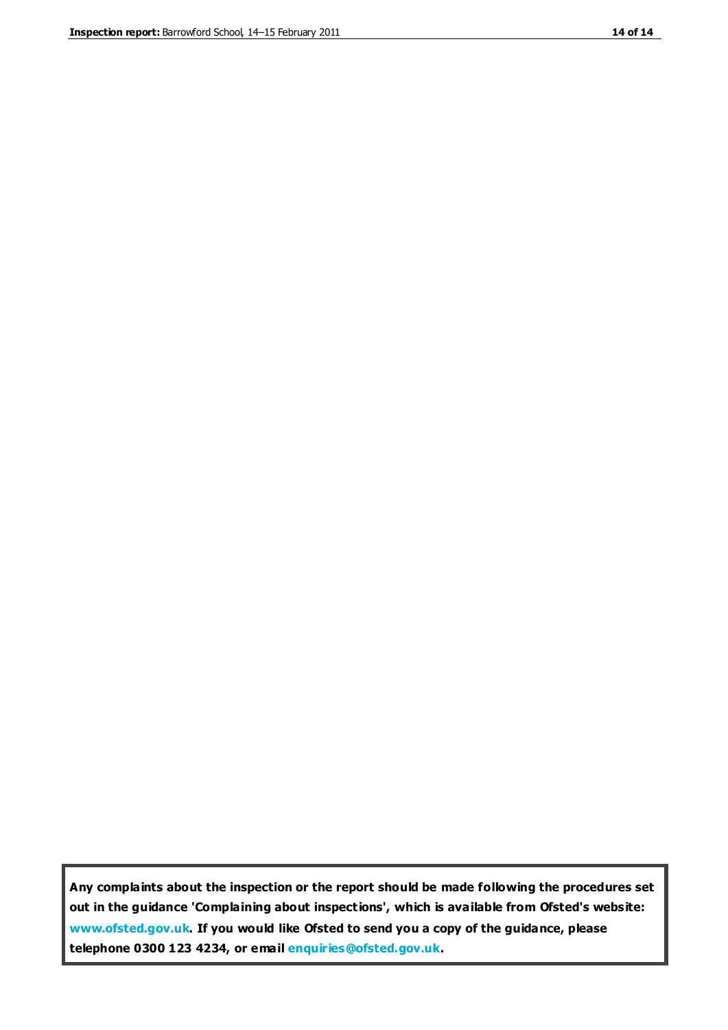**Any complaints about the inspection or the report should be made following the procedures set out in the guidance 'Complaining about inspections', which is available from Ofsted's website: www.ofsted.gov.uk. If you would like Ofsted to send you a copy of the guidance, please telephone 0300 123 4234, or email enquiries@ofsted.gov.uk.**